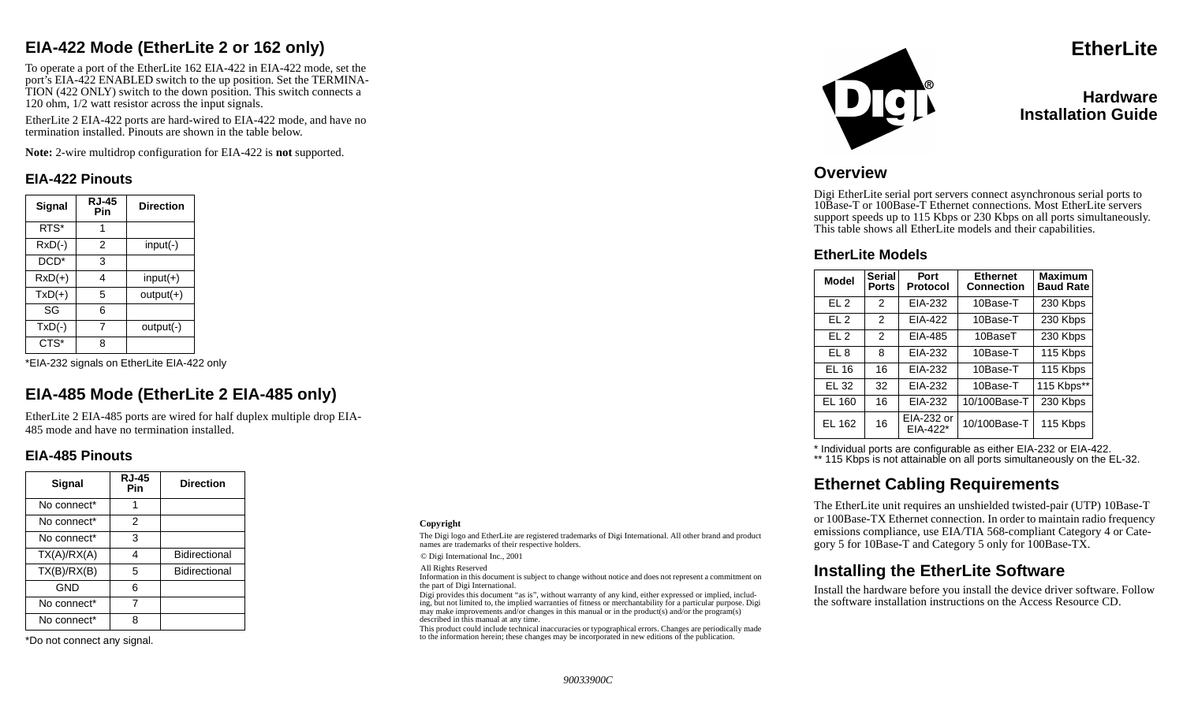# EtherLite

## Hardware Installation Guide

## Overview

Digi EtherLite serial port servers connect asynchronous serial ports to 10Base-T or 100Base-T Ethernet connections. Most EtherLite servers support speeds up to 115 Kbps or 230 Kbps on all ports simultaneously. This table shows all EtherLite models and their capabilities.

### EtherLite Models

| Model | Serial Ports | Port Protocol | Ethernet Connection | Maximum Baud Rate |
|---|---|---|---|---|
| EL 2 | 2 | EIA-232 | 10Base-T | 230 Kbps |
| EL 2 | 2 | EIA-422 | 10Base-T | 230 Kbps |
| EL 2 | 2 | EIA-485 | 10BaseT | 230 Kbps |
| EL 8 | 8 | EIA-232 | 10Base-T | 115 Kbps |
| EL 16 | 16 | EIA-232 | 10Base-T | 115 Kbps |
| EL 32 | 32 | EIA-232 | 10Base-T | 115 Kbps** |
| EL 160 | 16 | EIA-232 | 10/100Base-T | 230 Kbps |
| EL 162 | 16 | EIA-232 or EIA-422* | 10/100Base-T | 115 Kbps |

\* Individual ports are configurable as either EIA-232 or EIA-422.
** 115 Kbps is not attainable on all ports simultaneously on the EL-32.

## Ethernet Cabling Requirements

The EtherLite unit requires an unshielded twisted-pair (UTP) 10Base-T or 100Base-TX Ethernet connection. In order to maintain radio frequency emissions compliance, use EIA/TIA 568-compliant Category 4 or Category 5 for 10Base-T and Category 5 only for 100Base-TX.

## Installing the EtherLite Software

Install the hardware before you install the device driver software. Follow the software installation instructions on the Access Resource CD.

## EIA-422 Mode (EtherLite 2 or 162 only)

To operate a port of the EtherLite 162 EIA-422 in EIA-422 mode, set the port's EIA-422 ENABLED switch to the up position. Set the TERMINATION (422 ONLY) switch to the down position. This switch connects a 120 ohm, 1/2 watt resistor across the input signals.

EtherLite 2 EIA-422 ports are hard-wired to EIA-422 mode, and have no termination installed. Pinouts are shown in the table below.

**Note:** 2-wire multidrop configuration for EIA-422 is **not** supported.

### EIA-422 Pinouts

| Signal | RJ-45 Pin | Direction |
|---|---|---|
| RTS* | 1 | |
| RxD(-) | 2 | input(-) |
| DCD* | 3 | |
| RxD(+) | 4 | input(+) |
| TxD(+) | 5 | output(+) |
| SG | 6 | |
| TxD(-) | 7 | output(-) |
| CTS* | 8 | |

*EIA-232 signals on EtherLite EIA-422 only

## EIA-485 Mode (EtherLite 2 EIA-485 only)

EtherLite 2 EIA-485 ports are wired for half duplex multiple drop EIA-485 mode and have no termination installed.

### EIA-485 Pinouts

| Signal | RJ-45 Pin | Direction |
|---|---|---|
| No connect* | 1 | |
| No connect* | 2 | |
| No connect* | 3 | |
| TX(A)/RX(A) | 4 | Bidirectional |
| TX(B)/RX(B) | 5 | Bidirectional |
| GND | 6 | |
| No connect* | 7 | |
| No connect* | 8 | |

*Do not connect any signal.

**Copyright**

The Digi logo and EtherLite are registered trademarks of Digi International. All other brand and product names are trademarks of their respective holders.

© Digi International Inc., 2001

All Rights Reserved

Information in this document is subject to change without notice and does not represent a commitment on the part of Digi International.

Digi provides this document "as is", without warranty of any kind, either expressed or implied, including, but not limited to, the implied warranties of fitness or merchantability for a particular purpose. Digi may make improvements and/or changes in this manual or in the product(s) and/or the program(s) described in this manual at any time.

This product could include technical inaccuracies or typographical errors. Changes are periodically made to the information herein; these changes may be incorporated in new editions of the publication.

*90033900C*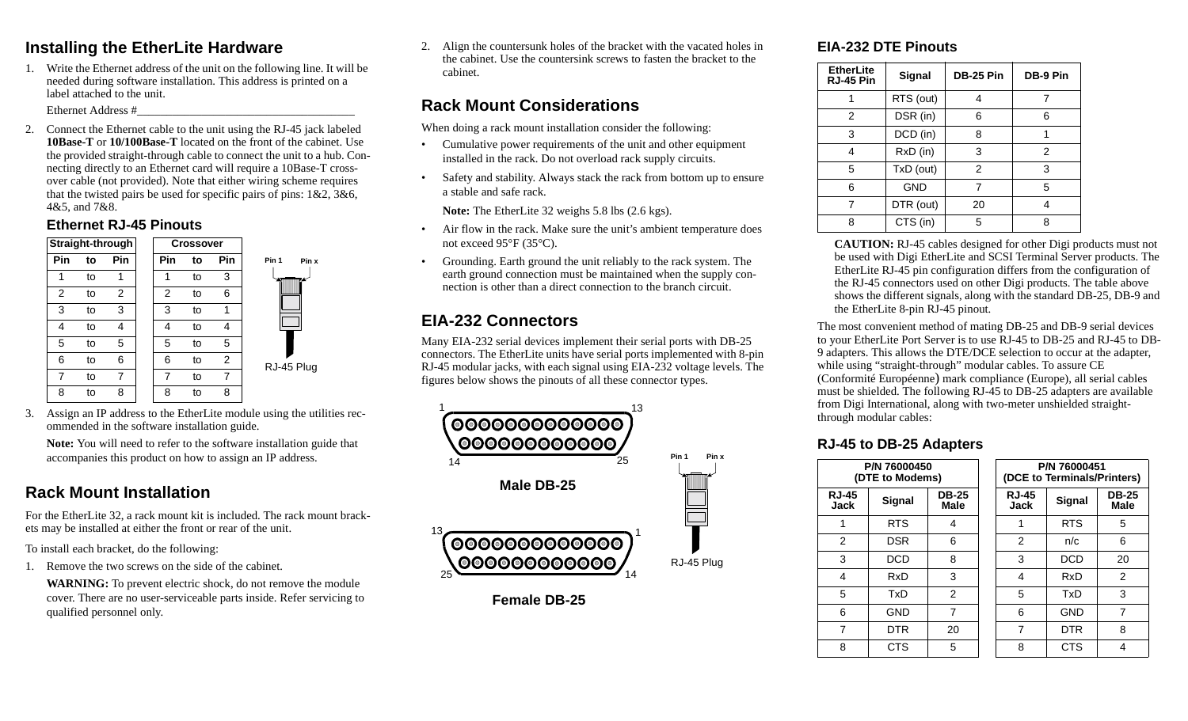## Installing the EtherLite Hardware

1. Write the Ethernet address of the unit on the following line. It will be needed during software installation. This address is printed on a label attached to the unit.

   Ethernet Address #___________________________________

2. Connect the Ethernet cable to the unit using the RJ-45 jack labeled **10Base-T** or **10/100Base-T** located on the front of the cabinet. Use the provided straight-through cable to connect the unit to a hub. Connecting directly to an Ethernet card will require a 10Base-T crossover cable (not provided). Note that either wiring scheme requires that the twisted pairs be used for specific pairs of pins: 1&2, 3&6, 4&5, and 7&8.

### Ethernet RJ-45 Pinouts

| Straight-through | | |
|---|---|---|
| Pin | to | Pin |
| 1 | to | 1 |
| 2 | to | 2 |
| 3 | to | 3 |
| 4 | to | 4 |
| 5 | to | 5 |
| 6 | to | 6 |
| 7 | to | 7 |
| 8 | to | 8 |

| Crossover | | |
|---|---|---|
| Pin | to | Pin |
| 1 | to | 3 |
| 2 | to | 6 |
| 3 | to | 1 |
| 4 | to | 4 |
| 5 | to | 5 |
| 6 | to | 2 |
| 7 | to | 7 |
| 8 | to | 8 |

Pin 1 Pin x

RJ-45 Plug

3. Assign an IP address to the EtherLite module using the utilities recommended in the software installation guide.

   **Note:** You will need to refer to the software installation guide that accompanies this product on how to assign an IP address.

## Rack Mount Installation

For the EtherLite 32, a rack mount kit is included. The rack mount brackets may be installed at either the front or rear of the unit.

To install each bracket, do the following:

1. Remove the two screws on the side of the cabinet.

   **WARNING:** To prevent electric shock, do not remove the module cover. There are no user-serviceable parts inside. Refer servicing to qualified personnel only.

2. Align the countersunk holes of the bracket with the vacated holes in the cabinet. Use the countersink screws to fasten the bracket to the cabinet.

## Rack Mount Considerations

When doing a rack mount installation consider the following:

- Cumulative power requirements of the unit and other equipment installed in the rack. Do not overload rack supply circuits.
- Safety and stability. Always stack the rack from bottom up to ensure a stable and safe rack.

  **Note:** The EtherLite 32 weighs 5.8 lbs (2.6 kgs).

- Air flow in the rack. Make sure the unit's ambient temperature does not exceed 95°F (35°C).
- Grounding. Earth ground the unit reliably to the rack system. The earth ground connection must be maintained when the supply connection is other than a direct connection to the branch circuit.

## EIA-232 Connectors

Many EIA-232 serial devices implement their serial ports with DB-25 connectors. The EtherLite units have serial ports implemented with 8-pin RJ-45 modular jacks, with each signal using EIA-232 voltage levels. The figures below shows the pinouts of all these connector types.

1 13

14 25

**Male DB-25**

13 1

25 14

**Female DB-25**

Pin 1 Pin x

RJ-45 Plug

### EIA-232 DTE Pinouts

| EtherLite RJ-45 Pin | Signal | DB-25 Pin | DB-9 Pin |
|---|---|---|---|
| 1 | RTS (out) | 4 | 7 |
| 2 | DSR (in) | 6 | 6 |
| 3 | DCD (in) | 8 | 1 |
| 4 | RxD (in) | 3 | 2 |
| 5 | TxD (out) | 2 | 3 |
| 6 | GND | 7 | 5 |
| 7 | DTR (out) | 20 | 4 |
| 8 | CTS (in) | 5 | 8 |

**CAUTION:** RJ-45 cables designed for other Digi products must not be used with Digi EtherLite and SCSI Terminal Server products. The EtherLite RJ-45 pin configuration differs from the configuration of the RJ-45 connectors used on other Digi products. The table above shows the different signals, along with the standard DB-25, DB-9 and the EtherLite 8-pin RJ-45 pinout.

The most convenient method of mating DB-25 and DB-9 serial devices to your EtherLite Port Server is to use RJ-45 to DB-25 and RJ-45 to DB-9 adapters. This allows the DTE/DCE selection to occur at the adapter, while using "straight-through" modular cables. To assure CE (Conformité Européenne) mark compliance (Europe), all serial cables must be shielded. The following RJ-45 to DB-25 adapters are available from Digi International, along with two-meter unshielded straight-through modular cables:

### RJ-45 to DB-25 Adapters

| P/N 76000450 (DTE to Modems) | | |
|---|---|---|
| RJ-45 Jack | Signal | DB-25 Male |
| 1 | RTS | 4 |
| 2 | DSR | 6 |
| 3 | DCD | 8 |
| 4 | RxD | 3 |
| 5 | TxD | 2 |
| 6 | GND | 7 |
| 7 | DTR | 20 |
| 8 | CTS | 5 |

| P/N 76000451 (DCE to Terminals/Printers) | | |
|---|---|---|
| RJ-45 Jack | Signal | DB-25 Male |
| 1 | RTS | 5 |
| 2 | n/c | 6 |
| 3 | DCD | 20 |
| 4 | RxD | 2 |
| 5 | TxD | 3 |
| 6 | GND | 7 |
| 7 | DTR | 8 |
| 8 | CTS | 4 |